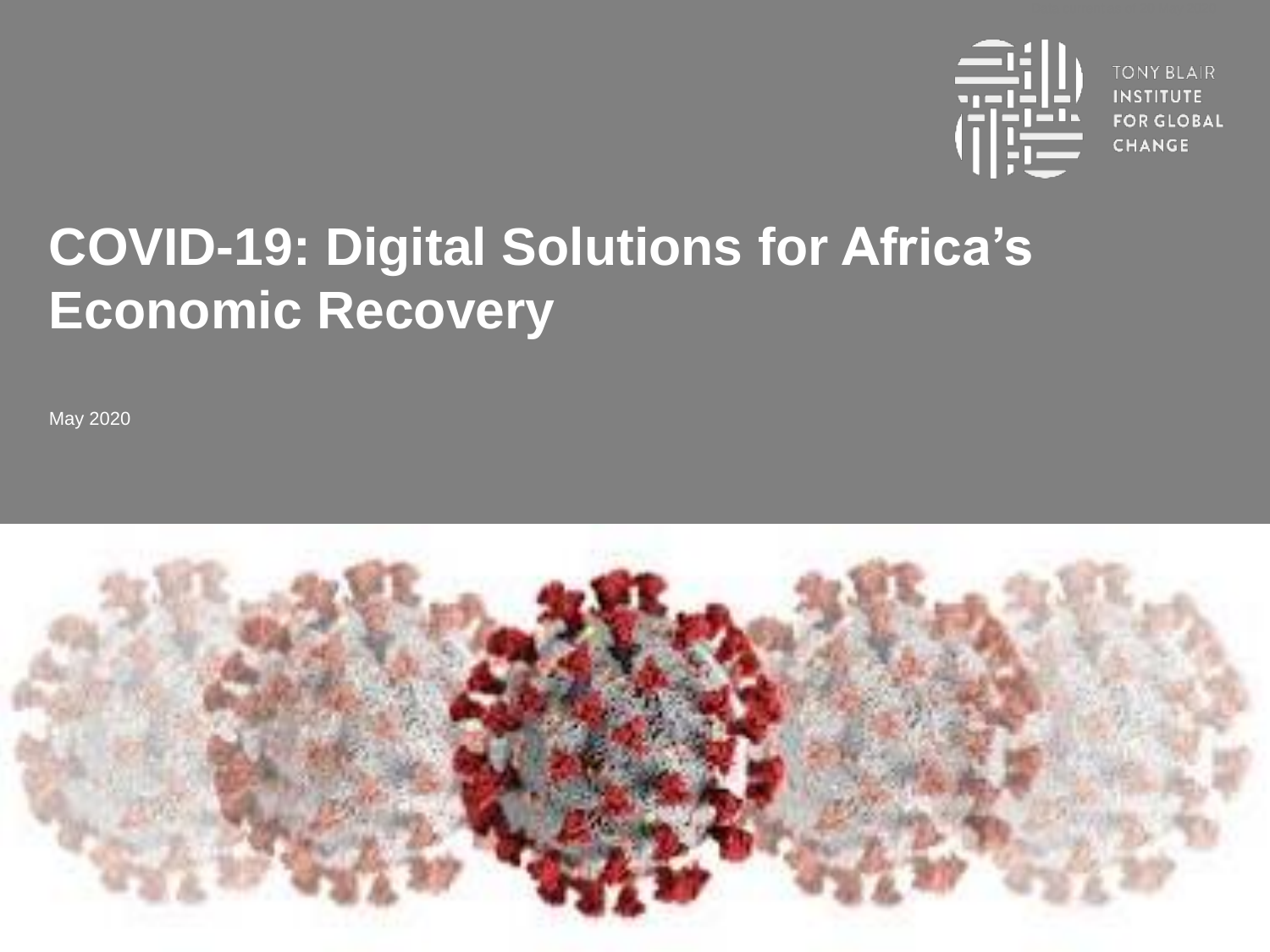TONY BLAIR INSTITUTE FOR GLOBAL CHANGE

# COVID-19: Digital Solutions for Africa's Economic Recovery

May 2020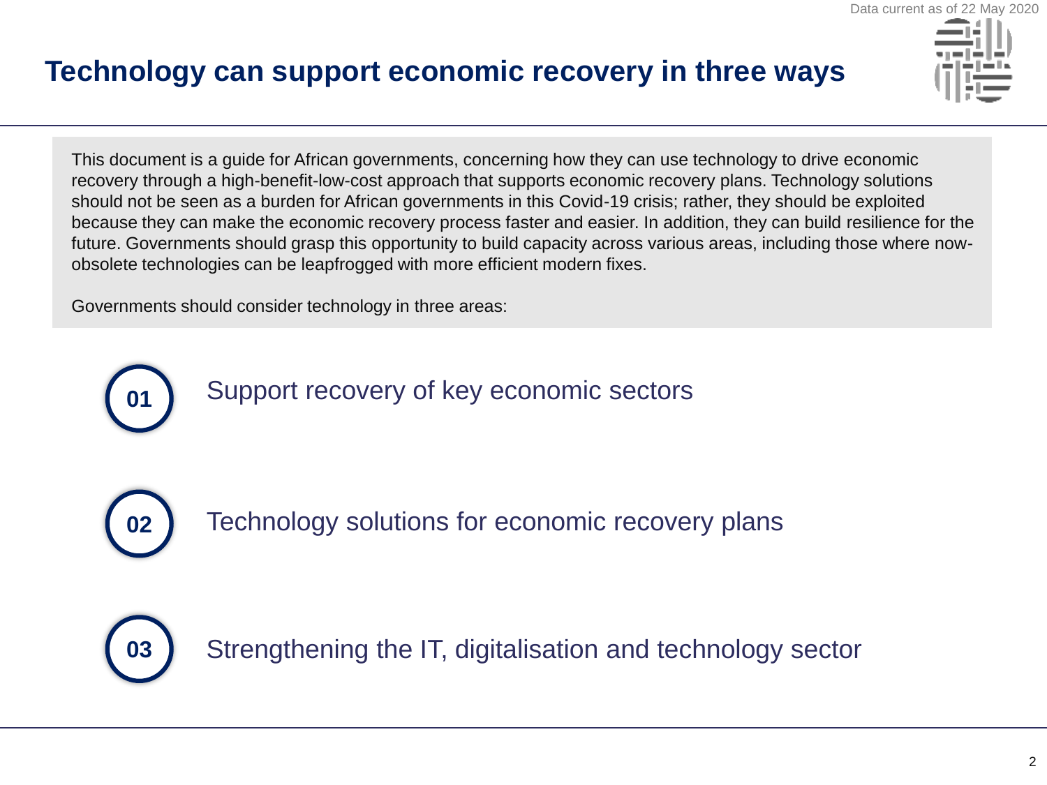Data current as of 22 May 2020

# Technology can support economic recovery in three ways

This document is a guide for African governments, concerning how they can use technology to drive economic recovery through a high-benefit-low-cost approach that supports economic recovery plans. Technology solutions should not be seen as a burden for African governments in this Covid-19 crisis; rather, they should be exploited because they can make the economic recovery process faster and easier. In addition, they can build resilience for the future. Governments should grasp this opportunity to build capacity across various areas, including those where now-obsolete technologies can be leapfrogged with more efficient modern fixes.

Governments should consider technology in three areas:

**01** Support recovery of key economic sectors

**02** Technology solutions for economic recovery plans

**03** Strengthening the IT, digitalisation and technology sector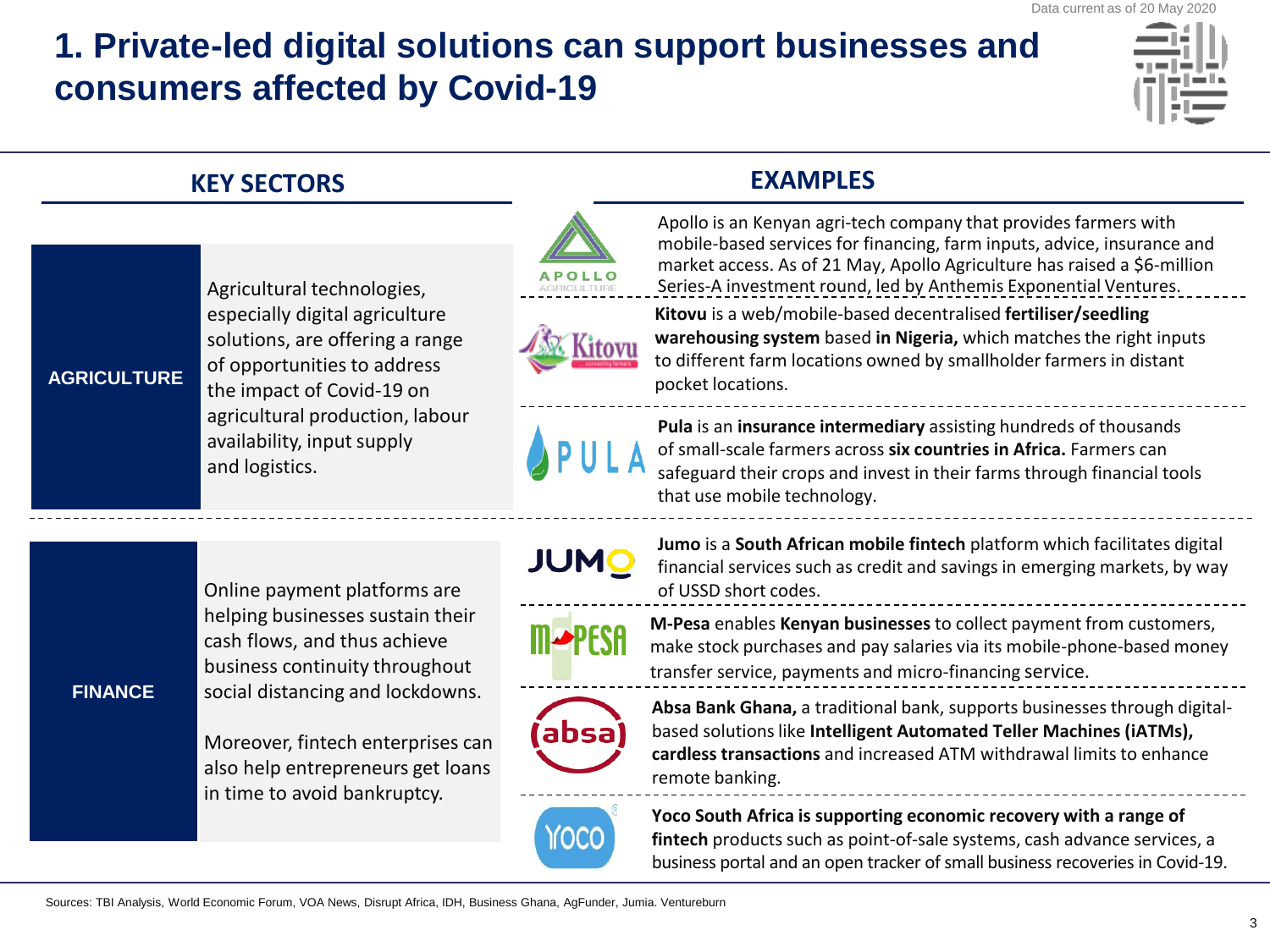Data current as of 20 May 2020

# 1. Private-led digital solutions can support businesses and consumers affected by Covid-19

| KEY SECTORS | | EXAMPLES |
|---|---|---|
| **AGRICULTURE** | Agricultural technologies, especially digital agriculture solutions, are offering a range of opportunities to address the impact of Covid-19 on agricultural production, labour availability, input supply and logistics. | Apollo is an Kenyan agri-tech company that provides farmers with mobile-based services for financing, farm inputs, advice, insurance and market access. As of 21 May, Apollo Agriculture has raised a $6-million Series-A investment round, led by Anthemis Exponential Ventures. |
| | | **Kitovu** is a web/mobile-based decentralised **fertiliser/seedling warehousing system** based **in Nigeria,** which matches the right inputs to different farm locations owned by smallholder farmers in distant pocket locations. |
| | | **Pula** is an **insurance intermediary** assisting hundreds of thousands of small-scale farmers across **six countries in Africa.** Farmers can safeguard their crops and invest in their farms through financial tools that use mobile technology. |
| **FINANCE** | Online payment platforms are helping businesses sustain their cash flows, and thus achieve business continuity throughout social distancing and lockdowns. Moreover, fintech enterprises can also help entrepreneurs get loans in time to avoid bankruptcy. | **Jumo** is a **South African mobile fintech** platform which facilitates digital financial services such as credit and savings in emerging markets, by way of USSD short codes. |
| | | **M-Pesa** enables **Kenyan businesses** to collect payment from customers, make stock purchases and pay salaries via its mobile-phone-based money transfer service, payments and micro-financing service. |
| | | **Absa Bank Ghana,** a traditional bank, supports businesses through digital-based solutions like **Intelligent Automated Teller Machines (iATMs), cardless transactions** and increased ATM withdrawal limits to enhance remote banking. |
| | | **Yoco South Africa is supporting economic recovery with a range of fintech** products such as point-of-sale systems, cash advance services, a business portal and an open tracker of small business recoveries in Covid-19. |

Sources: TBI Analysis, World Economic Forum, VOA News, Disrupt Africa, IDH, Business Ghana, AgFunder, Jumia. Ventureburn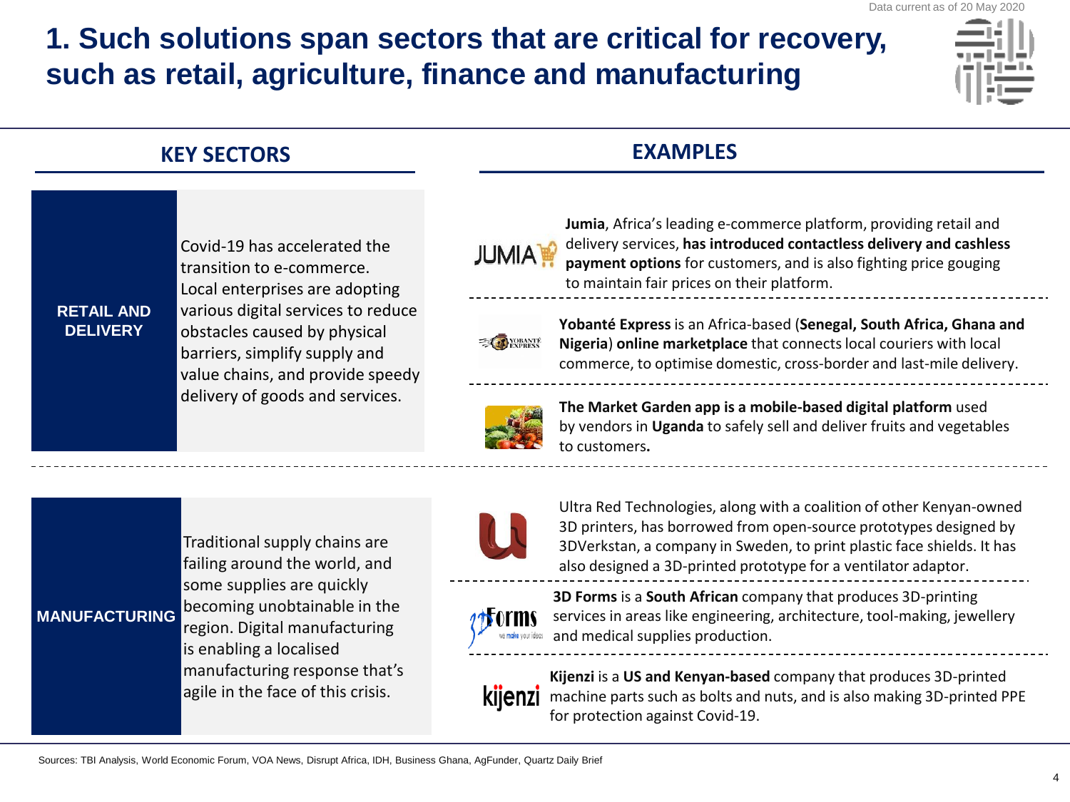Data current as of 20 May 2020

# 1. Such solutions span sectors that are critical for recovery, such as retail, agriculture, finance and manufacturing

| KEY SECTORS | | EXAMPLES |
|---|---|---|
| **RETAIL AND DELIVERY** | Covid-19 has accelerated the transition to e-commerce. Local enterprises are adopting various digital services to reduce obstacles caused by physical barriers, simplify supply and value chains, and provide speedy delivery of goods and services. | **Jumia**, Africa's leading e-commerce platform, providing retail and delivery services, **has introduced contactless delivery and cashless payment options** for customers, and is also fighting price gouging to maintain fair prices on their platform. |
| | | **Yobanté Express** is an Africa-based (**Senegal, South Africa, Ghana and Nigeria**) **online marketplace** that connects local couriers with local commerce, to optimise domestic, cross-border and last-mile delivery. |
| | | **The Market Garden app is a mobile-based digital platform** used by vendors in **Uganda** to safely sell and deliver fruits and vegetables to customers**.** |
| **MANUFACTURING** | Traditional supply chains are failing around the world, and some supplies are quickly becoming unobtainable in the region. Digital manufacturing is enabling a localised manufacturing response that's agile in the face of this crisis. | Ultra Red Technologies, along with a coalition of other Kenyan-owned 3D printers, has borrowed from open-source prototypes designed by 3DVerkstan, a company in Sweden, to print plastic face shields. It has also designed a 3D-printed prototype for a ventilator adaptor. |
| | | **3D Forms** is a **South African** company that produces 3D-printing services in areas like engineering, architecture, tool-making, jewellery and medical supplies production. |
| | | **Kijenzi** is a **US and Kenyan-based** company that produces 3D-printed machine parts such as bolts and nuts, and is also making 3D-printed PPE for protection against Covid-19. |

Sources: TBI Analysis, World Economic Forum, VOA News, Disrupt Africa, IDH, Business Ghana, AgFunder, Quartz Daily Brief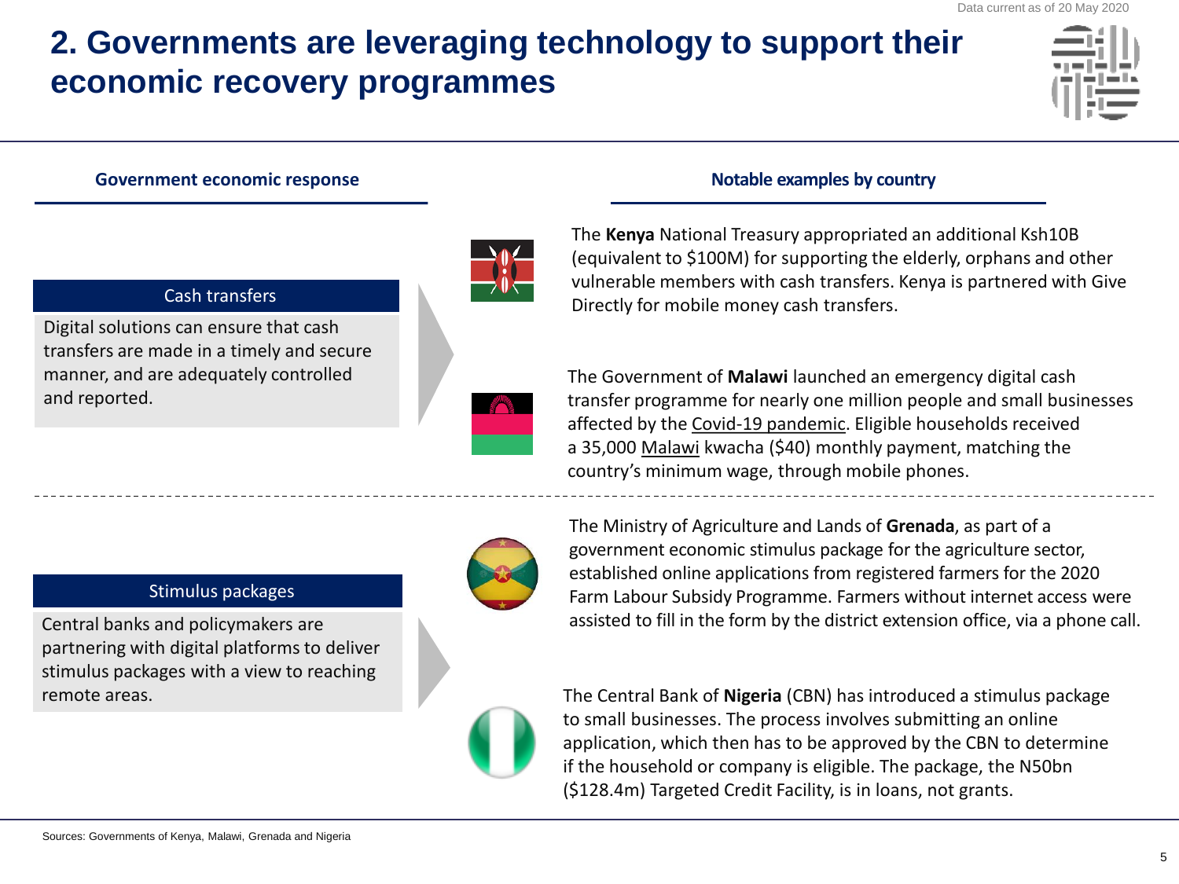# 2. Governments are leveraging technology to support their economic recovery programmes

Data current as of 20 May 2020

| Government economic response | Notable examples by country |
| --- | --- |
| **Cash transfers**<br>Digital solutions can ensure that cash transfers are made in a timely and secure manner, and are adequately controlled and reported. | The **Kenya** National Treasury appropriated an additional Ksh10B (equivalent to $100M) for supporting the elderly, orphans and other vulnerable members with cash transfers. Kenya is partnered with Give Directly for mobile money cash transfers.<br><br>The Government of **Malawi** launched an emergency digital cash transfer programme for nearly one million people and small businesses affected by the Covid-19 pandemic. Eligible households received a 35,000 Malawi kwacha ($40) monthly payment, matching the country's minimum wage, through mobile phones. |
| **Stimulus packages**<br>Central banks and policymakers are partnering with digital platforms to deliver stimulus packages with a view to reaching remote areas. | The Ministry of Agriculture and Lands of **Grenada**, as part of a government economic stimulus package for the agriculture sector, established online applications from registered farmers for the 2020 Farm Labour Subsidy Programme. Farmers without internet access were assisted to fill in the form by the district extension office, via a phone call.<br><br>The Central Bank of **Nigeria** (CBN) has introduced a stimulus package to small businesses. The process involves submitting an online application, which then has to be approved by the CBN to determine if the household or company is eligible. The package, the N50bn ($128.4m) Targeted Credit Facility, is in loans, not grants. |

Sources: Governments of Kenya, Malawi, Grenada and Nigeria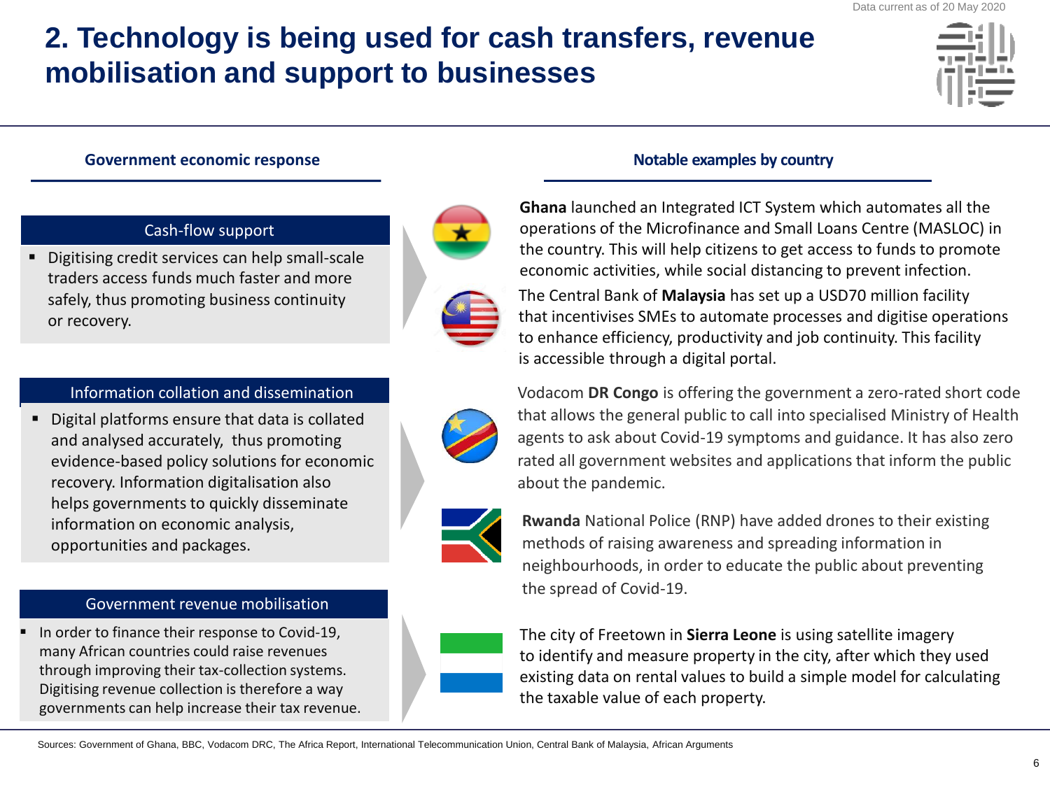Data current as of 20 May 2020

# 2. Technology is being used for cash transfers, revenue mobilisation and support to businesses

## Government economic response

### Cash-flow support

- Digitising credit services can help small-scale traders access funds much faster and more safely, thus promoting business continuity or recovery.

### Information collation and dissemination

- Digital platforms ensure that data is collated and analysed accurately, thus promoting evidence-based policy solutions for economic recovery. Information digitalisation also helps governments to quickly disseminate information on economic analysis, opportunities and packages.

### Government revenue mobilisation

- In order to finance their response to Covid-19, many African countries could raise revenues through improving their tax-collection systems. Digitising revenue collection is therefore a way governments can help increase their tax revenue.

## Notable examples by country

**Ghana** launched an Integrated ICT System which automates all the operations of the Microfinance and Small Loans Centre (MASLOC) in the country. This will help citizens to get access to funds to promote economic activities, while social distancing to prevent infection.

The Central Bank of **Malaysia** has set up a USD70 million facility that incentivises SMEs to automate processes and digitise operations to enhance efficiency, productivity and job continuity. This facility is accessible through a digital portal.

Vodacom **DR Congo** is offering the government a zero-rated short code that allows the general public to call into specialised Ministry of Health agents to ask about Covid-19 symptoms and guidance. It has also zero rated all government websites and applications that inform the public about the pandemic.

**Rwanda** National Police (RNP) have added drones to their existing methods of raising awareness and spreading information in neighbourhoods, in order to educate the public about preventing the spread of Covid-19.

The city of Freetown in **Sierra Leone** is using satellite imagery to identify and measure property in the city, after which they used existing data on rental values to build a simple model for calculating the taxable value of each property.

Sources: Government of Ghana, BBC, Vodacom DRC, The Africa Report, International Telecommunication Union, Central Bank of Malaysia, African Arguments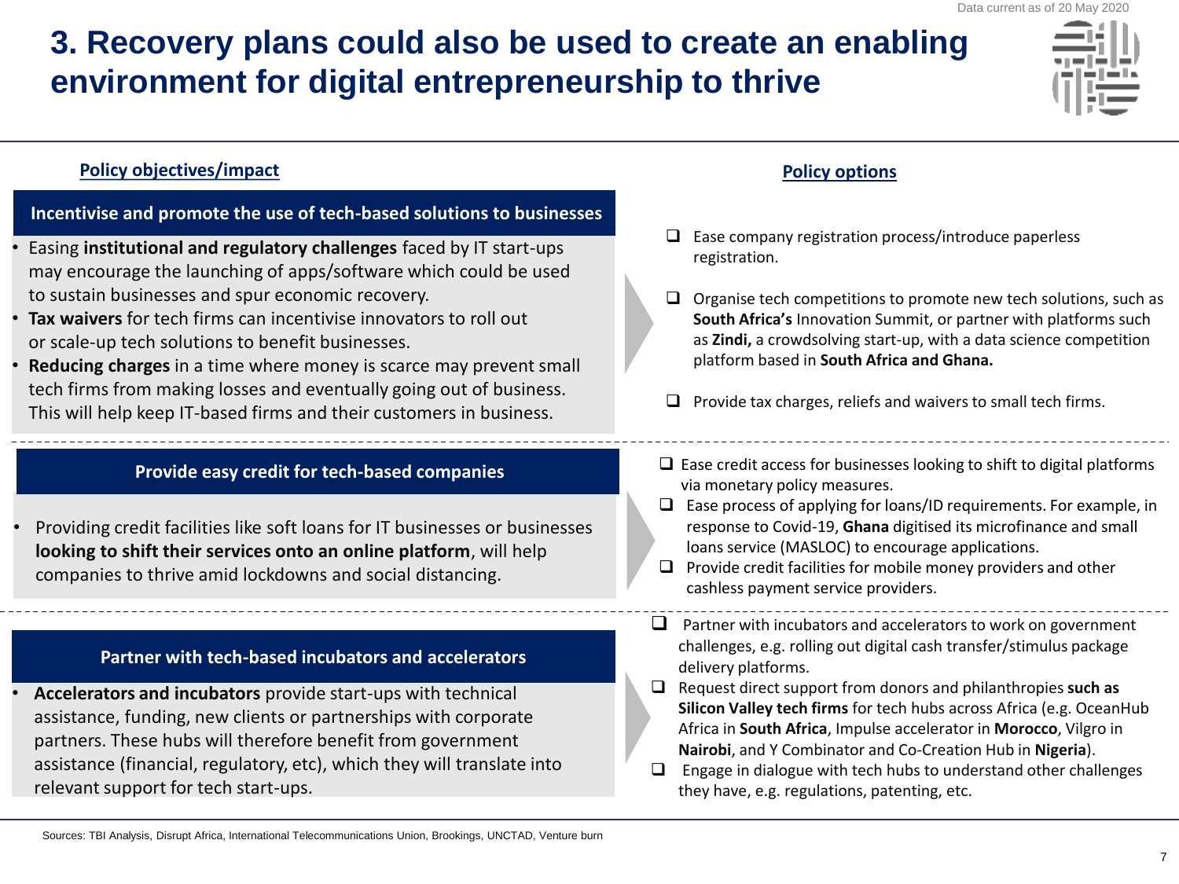Data current as of 20 May 2020

# 3. Recovery plans could also be used to create an enabling environment for digital entrepreneurship to thrive

| Policy objectives/impact | Policy options |
|---|---|
| **Incentivise and promote the use of tech-based solutions to businesses**<br>• Easing **institutional and regulatory challenges** faced by IT start-ups may encourage the launching of apps/software which could be used to sustain businesses and spur economic recovery.<br>• **Tax waivers** for tech firms can incentivise innovators to roll out or scale-up tech solutions to benefit businesses.<br>• **Reducing charges** in a time where money is scarce may prevent small tech firms from making losses and eventually going out of business. This will help keep IT-based firms and their customers in business. | ❑ Ease company registration process/introduce paperless registration.<br>❑ Organise tech competitions to promote new tech solutions, such as **South Africa's** Innovation Summit, or partner with platforms such as **Zindi,** a crowdsolving start-up, with a data science competition platform based in **South Africa and Ghana.**<br>❑ Provide tax charges, reliefs and waivers to small tech firms. |
| **Provide easy credit for tech-based companies**<br>• Providing credit facilities like soft loans for IT businesses or businesses **looking to shift their services onto an online platform**, will help companies to thrive amid lockdowns and social distancing. | ❑ Ease credit access for businesses looking to shift to digital platforms via monetary policy measures.<br>❑ Ease process of applying for loans/ID requirements. For example, in response to Covid-19, **Ghana** digitised its microfinance and small loans service (MASLOC) to encourage applications.<br>❑ Provide credit facilities for mobile money providers and other cashless payment service providers. |
| **Partner with tech-based incubators and accelerators**<br>• **Accelerators and incubators** provide start-ups with technical assistance, funding, new clients or partnerships with corporate partners. These hubs will therefore benefit from government assistance (financial, regulatory, etc), which they will translate into relevant support for tech start-ups. | ❑ Partner with incubators and accelerators to work on government challenges, e.g. rolling out digital cash transfer/stimulus package delivery platforms.<br>❑ Request direct support from donors and philanthropies **such as Silicon Valley tech firms** for tech hubs across Africa (e.g. OceanHub Africa in **South Africa**, Impulse accelerator in **Morocco**, Vilgro in **Nairobi**, and Y Combinator and Co-Creation Hub in **Nigeria**).<br>❑ Engage in dialogue with tech hubs to understand other challenges they have, e.g. regulations, patenting, etc. |

Sources: TBI Analysis, Disrupt Africa, International Telecommunications Union, Brookings, UNCTAD, Venture burn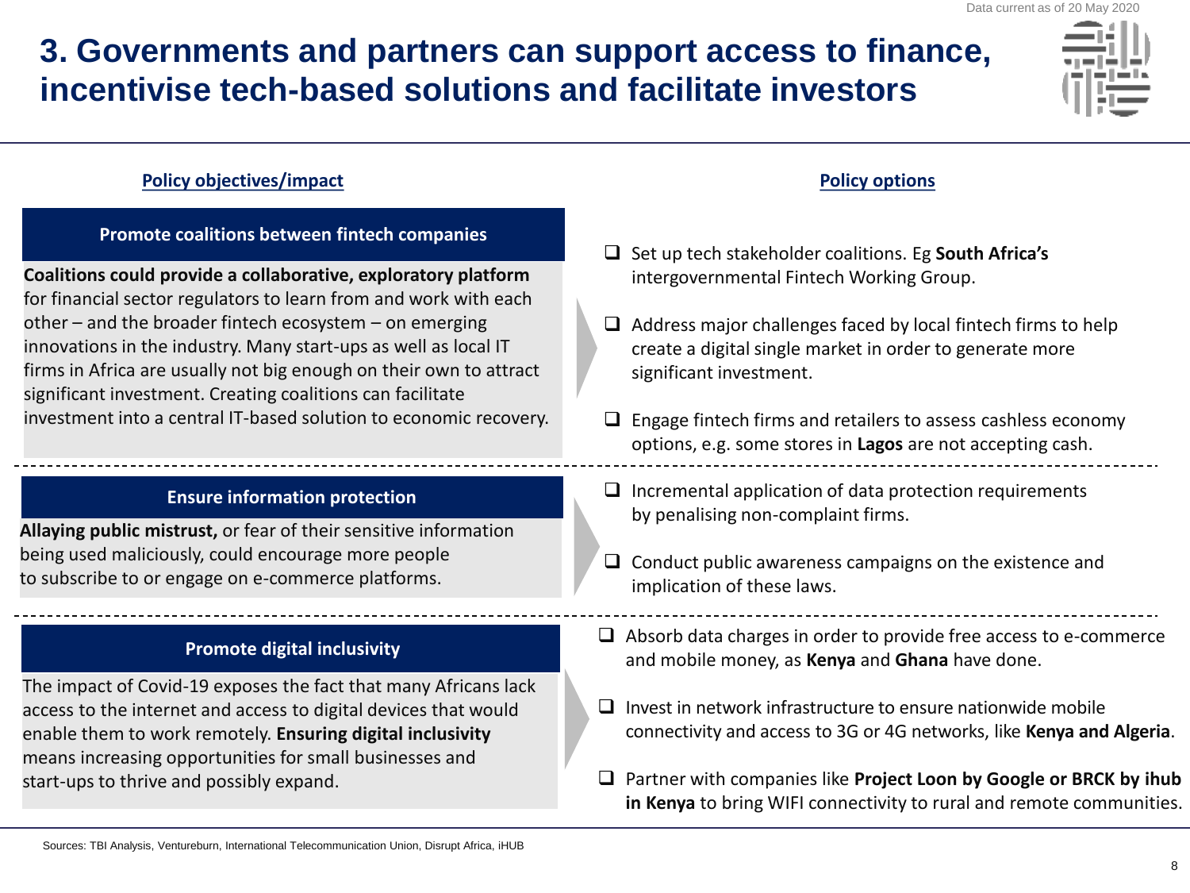Data current as of 20 May 2020

# 3. Governments and partners can support access to finance, incentivise tech-based solutions and facilitate investors

| Policy objectives/impact | Policy options |
| --- | --- |
| **Promote coalitions between fintech companies**<br><br>**Coalitions could provide a collaborative, exploratory platform** for financial sector regulators to learn from and work with each other – and the broader fintech ecosystem – on emerging innovations in the industry. Many start-ups as well as local IT firms in Africa are usually not big enough on their own to attract significant investment. Creating coalitions can facilitate investment into a central IT-based solution to economic recovery. | ❑ Set up tech stakeholder coalitions. Eg **South Africa's** intergovernmental Fintech Working Group.<br><br>❑ Address major challenges faced by local fintech firms to help create a digital single market in order to generate more significant investment.<br><br>❑ Engage fintech firms and retailers to assess cashless economy options, e.g. some stores in **Lagos** are not accepting cash. |
| **Ensure information protection**<br><br>**Allaying public mistrust,** or fear of their sensitive information being used maliciously, could encourage more people to subscribe to or engage on e-commerce platforms. | ❑ Incremental application of data protection requirements by penalising non-complaint firms.<br><br>❑ Conduct public awareness campaigns on the existence and implication of these laws. |
| **Promote digital inclusivity**<br><br>The impact of Covid-19 exposes the fact that many Africans lack access to the internet and access to digital devices that would enable them to work remotely. **Ensuring digital inclusivity** means increasing opportunities for small businesses and start-ups to thrive and possibly expand. | ❑ Absorb data charges in order to provide free access to e-commerce and mobile money, as **Kenya** and **Ghana** have done.<br><br>❑ Invest in network infrastructure to ensure nationwide mobile connectivity and access to 3G or 4G networks, like **Kenya and Algeria**.<br><br>❑ Partner with companies like **Project Loon by Google or BRCK by ihub in Kenya** to bring WIFI connectivity to rural and remote communities. |

Sources: TBI Analysis, Ventureburn, International Telecommunication Union, Disrupt Africa, iHUB